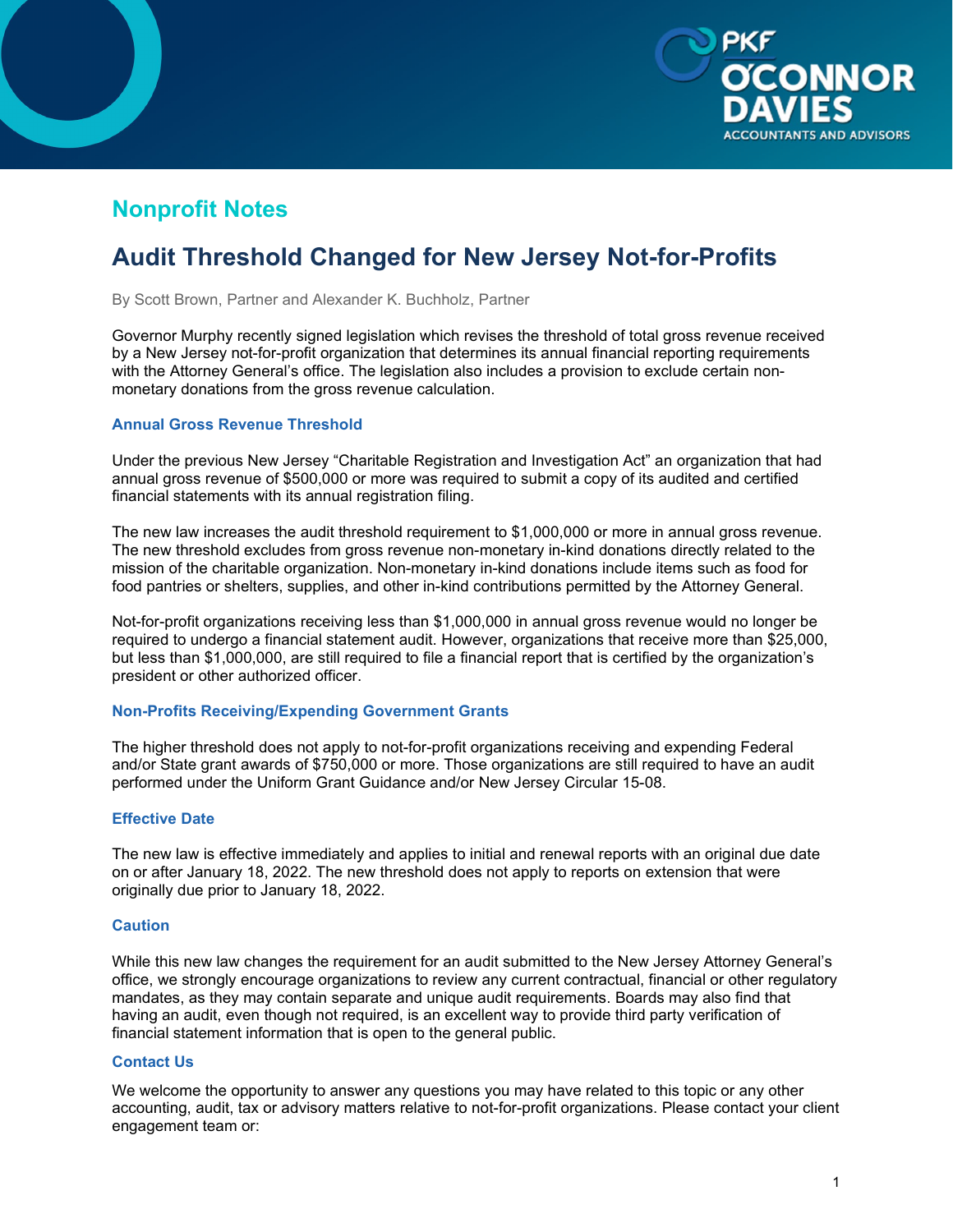## Nonprofit Notes

# Audit Threshold Changed for New Jersey Not-for-Profits

By Scott Brown, Partner and Alexander K. Buchholz, Partner

Governor Murphy recently signed legislation which revises the threshold of total gross revenue received by a New Jersey not-for-profit organization that determines its annual financial reporting requirements with the Attorney General's office. The legislation also includes a provision to exclude certain non-monetary donations from the gross revenue calculation.

### Annual Gross Revenue Threshold

Under the previous New Jersey "Charitable Registration and Investigation Act" an organization that had annual gross revenue of $500,000 or more was required to submit a copy of its audited and certified financial statements with its annual registration filing.

The new law increases the audit threshold requirement to $1,000,000 or more in annual gross revenue. The new threshold excludes from gross revenue non-monetary in-kind donations directly related to the mission of the charitable organization. Non-monetary in-kind donations include items such as food for food pantries or shelters, supplies, and other in-kind contributions permitted by the Attorney General.

Not-for-profit organizations receiving less than $1,000,000 in annual gross revenue would no longer be required to undergo a financial statement audit. However, organizations that receive more than $25,000, but less than $1,000,000, are still required to file a financial report that is certified by the organization's president or other authorized officer.

### Non-Profits Receiving/Expending Government Grants

The higher threshold does not apply to not-for-profit organizations receiving and expending Federal and/or State grant awards of $750,000 or more. Those organizations are still required to have an audit performed under the Uniform Grant Guidance and/or New Jersey Circular 15-08.

### Effective Date

The new law is effective immediately and applies to initial and renewal reports with an original due date on or after January 18, 2022. The new threshold does not apply to reports on extension that were originally due prior to January 18, 2022.

### Caution

While this new law changes the requirement for an audit submitted to the New Jersey Attorney General's office, we strongly encourage organizations to review any current contractual, financial or other regulatory mandates, as they may contain separate and unique audit requirements. Boards may also find that having an audit, even though not required, is an excellent way to provide third party verification of financial statement information that is open to the general public.

### Contact Us

We welcome the opportunity to answer any questions you may have related to this topic or any other accounting, audit, tax or advisory matters relative to not-for-profit organizations. Please contact your client engagement team or: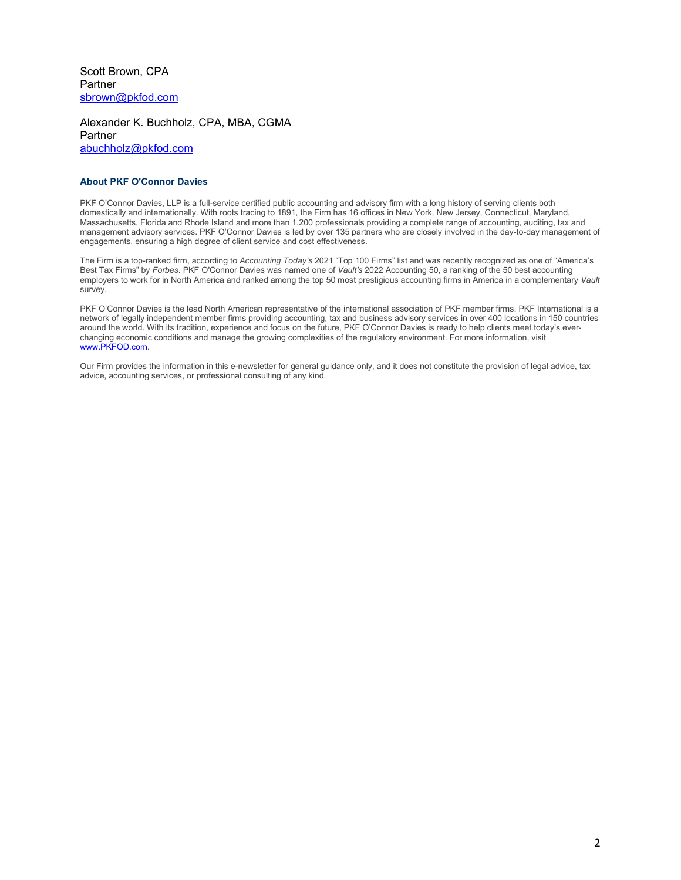Scott Brown, CPA
Partner
sbrown@pkfod.com

Alexander K. Buchholz, CPA, MBA, CGMA
Partner
abuchholz@pkfod.com

### About PKF O'Connor Davies

PKF O'Connor Davies, LLP is a full-service certified public accounting and advisory firm with a long history of serving clients both domestically and internationally. With roots tracing to 1891, the Firm has 16 offices in New York, New Jersey, Connecticut, Maryland, Massachusetts, Florida and Rhode Island and more than 1,200 professionals providing a complete range of accounting, auditing, tax and management advisory services. PKF O'Connor Davies is led by over 135 partners who are closely involved in the day-to-day management of engagements, ensuring a high degree of client service and cost effectiveness.

The Firm is a top-ranked firm, according to *Accounting Today's* 2021 "Top 100 Firms" list and was recently recognized as one of "America's Best Tax Firms" by *Forbes*. PKF O'Connor Davies was named one of *Vault's* 2022 Accounting 50, a ranking of the 50 best accounting employers to work for in North America and ranked among the top 50 most prestigious accounting firms in America in a complementary *Vault* survey.

PKF O'Connor Davies is the lead North American representative of the international association of PKF member firms. PKF International is a network of legally independent member firms providing accounting, tax and business advisory services in over 400 locations in 150 countries around the world. With its tradition, experience and focus on the future, PKF O'Connor Davies is ready to help clients meet today's ever-changing economic conditions and manage the growing complexities of the regulatory environment. For more information, visit www.PKFOD.com.

Our Firm provides the information in this e-newsletter for general guidance only, and it does not constitute the provision of legal advice, tax advice, accounting services, or professional consulting of any kind.